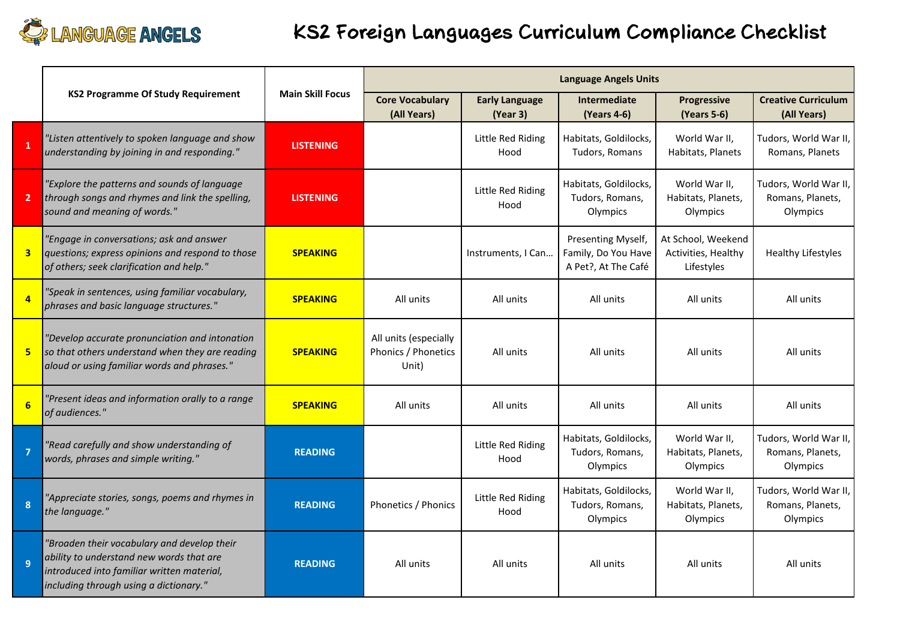LANGUAGE ANGELS

# KS2 Foreign Languages Curriculum Compliance Checklist

| | KS2 Programme Of Study Requirement | Main Skill Focus | Language Angels Units | | | | |
|---|---|---|---|---|---|---|---|
| | | | Core Vocabulary (All Years) | Early Language (Year 3) | Intermediate (Years 4-6) | Progressive (Years 5-6) | Creative Curriculum (All Years) |
| 1 | *"Listen attentively to spoken language and show understanding by joining in and responding."* | LISTENING | | Little Red Riding Hood | Habitats, Goldilocks, Tudors, Romans | World War II, Habitats, Planets | Tudors, World War II, Romans, Planets |
| 2 | *"Explore the patterns and sounds of language through songs and rhymes and link the spelling, sound and meaning of words."* | LISTENING | | Little Red Riding Hood | Habitats, Goldilocks, Tudors, Romans, Olympics | World War II, Habitats, Planets, Olympics | Tudors, World War II, Romans, Planets, Olympics |
| 3 | *"Engage in conversations; ask and answer questions; express opinions and respond to those of others; seek clarification and help."* | SPEAKING | | Instruments, I Can… | Presenting Myself, Family, Do You Have A Pet?, At The Café | At School, Weekend Activities, Healthy Lifestyles | Healthy Lifestyles |
| 4 | *"Speak in sentences, using familiar vocabulary, phrases and basic language structures."* | SPEAKING | All units | All units | All units | All units | All units |
| 5 | *"Develop accurate pronunciation and intonation so that others understand when they are reading aloud or using familiar words and phrases."* | SPEAKING | All units (especially Phonics / Phonetics Unit) | All units | All units | All units | All units |
| 6 | *"Present ideas and information orally to a range of audiences."* | SPEAKING | All units | All units | All units | All units | All units |
| 7 | *"Read carefully and show understanding of words, phrases and simple writing."* | READING | | Little Red Riding Hood | Habitats, Goldilocks, Tudors, Romans, Olympics | World War II, Habitats, Planets, Olympics | Tudors, World War II, Romans, Planets, Olympics |
| 8 | *"Appreciate stories, songs, poems and rhymes in the language."* | READING | Phonetics / Phonics | Little Red Riding Hood | Habitats, Goldilocks, Tudors, Romans, Olympics | World War II, Habitats, Planets, Olympics | Tudors, World War II, Romans, Planets, Olympics |
| 9 | *"Broaden their vocabulary and develop their ability to understand new words that are introduced into familiar written material, including through using a dictionary."* | READING | All units | All units | All units | All units | All units |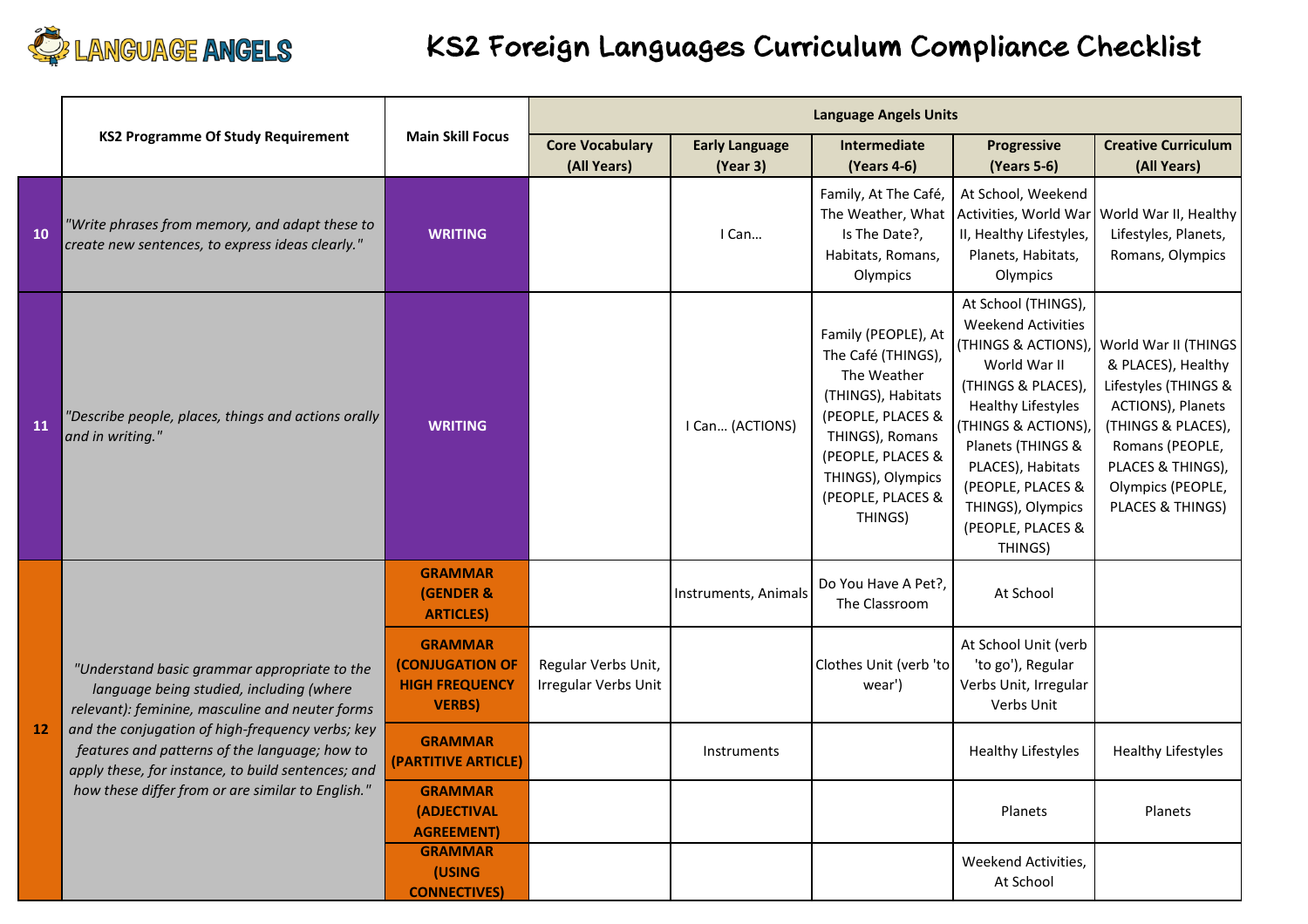# KS2 Foreign Languages Curriculum Compliance Checklist

| | KS2 Programme Of Study Requirement | Main Skill Focus | Language Angels Units | | | | |
|---|---|---|---|---|---|---|---|
| | | | Core Vocabulary (All Years) | Early Language (Year 3) | Intermediate (Years 4-6) | Progressive (Years 5-6) | Creative Curriculum (All Years) |
| 10 | *"Write phrases from memory, and adapt these to create new sentences, to express ideas clearly."* | WRITING | | I Can… | Family, At The Café, The Weather, What Is The Date?, Habitats, Romans, Olympics | At School, Weekend Activities, World War II, Healthy Lifestyles, Planets, Habitats, Olympics | World War II, Healthy Lifestyles, Planets, Romans, Olympics |
| 11 | *"Describe people, places, things and actions orally and in writing."* | WRITING | | I Can… (ACTIONS) | Family (PEOPLE), At The Café (THINGS), The Weather (THINGS), Habitats (PEOPLE, PLACES & THINGS), Romans (PEOPLE, PLACES & THINGS), Olympics (PEOPLE, PLACES & THINGS) | At School (THINGS), Weekend Activities (THINGS & ACTIONS), World War II (THINGS & PLACES), Healthy Lifestyles (THINGS & ACTIONS), Planets (THINGS & PLACES), Habitats (PEOPLE, PLACES & THINGS), Olympics (PEOPLE, PLACES & THINGS) | World War II (THINGS & PLACES), Healthy Lifestyles (THINGS & ACTIONS), Planets (THINGS & PLACES), Romans (PEOPLE, PLACES & THINGS), Olympics (PEOPLE, PLACES & THINGS) |
| 12 | *"Understand basic grammar appropriate to the language being studied, including (where relevant): feminine, masculine and neuter forms and the conjugation of high-frequency verbs; key features and patterns of the language; how to apply these, for instance, to build sentences; and how these differ from or are similar to English."* | GRAMMAR (GENDER & ARTICLES) | | Instruments, Animals | Do You Have A Pet?, The Classroom | At School | |
| | | GRAMMAR (CONJUGATION OF HIGH FREQUENCY VERBS) | Regular Verbs Unit, Irregular Verbs Unit | | Clothes Unit (verb 'to wear') | At School Unit (verb 'to go'), Regular Verbs Unit, Irregular Verbs Unit | |
| | | GRAMMAR (PARTITIVE ARTICLE) | | Instruments | | Healthy Lifestyles | Healthy Lifestyles |
| | | GRAMMAR (ADJECTIVAL AGREEMENT) | | | | Planets | Planets |
| | | GRAMMAR (USING CONNECTIVES) | | | | Weekend Activities, At School | |